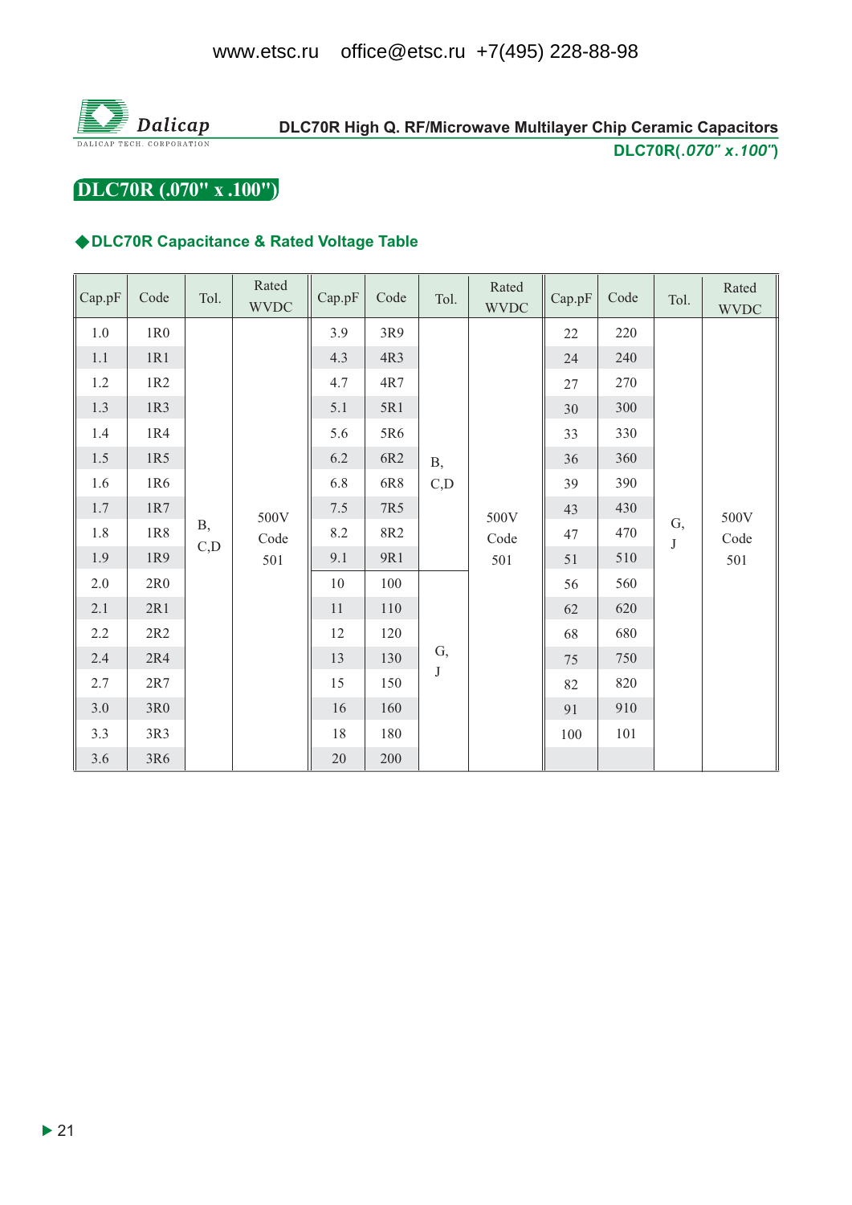www.etsc.ru office@etsc.ru +7(495) 228-88-98

Dalicap
DALICAP TECH. CORPORATION

DLC70R High Q. RF/Microwave Multilayer Chip Ceramic Capacitors
DLC70R(*.070" x.100"*)

# DLC70R (.070" x .100")

## ◆DLC70R Capacitance & Rated Voltage Table

| Cap.pF | Code | Tol. | Rated WVDC | Cap.pF | Code | Tol. | Rated WVDC | Cap.pF | Code | Tol. | Rated WVDC |
|---|---|---|---|---|---|---|---|---|---|---|---|
| 1.0 | 1R0 | B, C,D | 500V Code 501 | 3.9 | 3R9 | B, C,D | 500V Code 501 | 22 | 220 | G, J | 500V Code 501 |
| 1.1 | 1R1 | | | 4.3 | 4R3 | | | 24 | 240 | | |
| 1.2 | 1R2 | | | 4.7 | 4R7 | | | 27 | 270 | | |
| 1.3 | 1R3 | | | 5.1 | 5R1 | | | 30 | 300 | | |
| 1.4 | 1R4 | | | 5.6 | 5R6 | | | 33 | 330 | | |
| 1.5 | 1R5 | | | 6.2 | 6R2 | | | 36 | 360 | | |
| 1.6 | 1R6 | | | 6.8 | 6R8 | | | 39 | 390 | | |
| 1.7 | 1R7 | | | 7.5 | 7R5 | | | 43 | 430 | | |
| 1.8 | 1R8 | | | 8.2 | 8R2 | | | 47 | 470 | | |
| 1.9 | 1R9 | | | 9.1 | 9R1 | | | 51 | 510 | | |
| 2.0 | 2R0 | | | 10 | 100 | G, J | | 56 | 560 | | |
| 2.1 | 2R1 | | | 11 | 110 | | | 62 | 620 | | |
| 2.2 | 2R2 | | | 12 | 120 | | | 68 | 680 | | |
| 2.4 | 2R4 | | | 13 | 130 | | | 75 | 750 | | |
| 2.7 | 2R7 | | | 15 | 150 | | | 82 | 820 | | |
| 3.0 | 3R0 | | | 16 | 160 | | | 91 | 910 | | |
| 3.3 | 3R3 | | | 18 | 180 | | | 100 | 101 | | |
| 3.6 | 3R6 | | | 20 | 200 | | | | | | |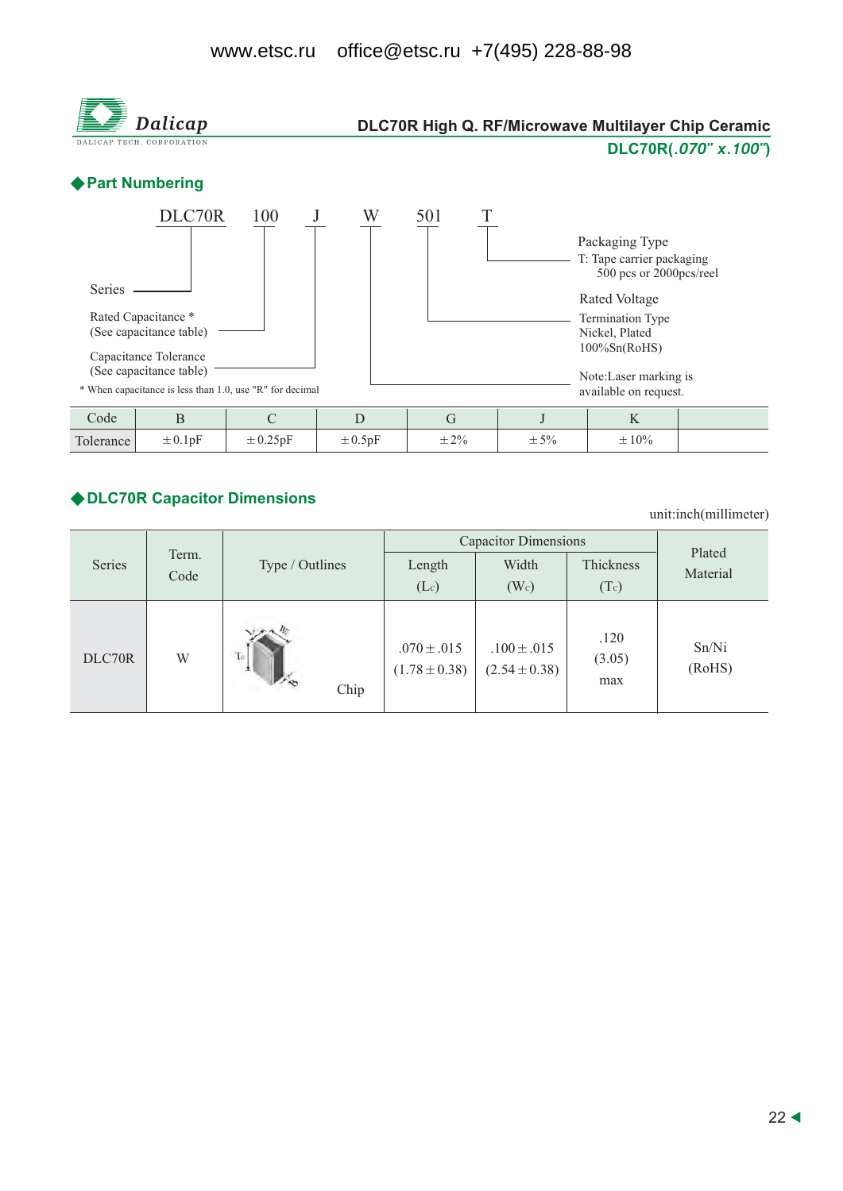www.etsc.ru office@etsc.ru +7(495) 228-88-98

Dalicap
DALICAP TECH. CORPORATION

# DLC70R High Q. RF/Microwave Multilayer Chip Ceramic

**DLC70R(*.070" x.100"*)**

## ◆Part Numbering

DLC70R 100 J W 501 T

- DLC70R — Series
- 100 — Rated Capacitance * (See capacitance table)
- J — Capacitance Tolerance (See capacitance table)
- W — Termination Type: Nickel, Plated 100%Sn(RoHS)
- 501 — Rated Voltage
- T — Packaging Type: T: Tape carrier packaging 500 pcs or 2000pcs/reel

Note:Laser marking is available on request.

* When capacitance is less than 1.0, use "R" for decimal

| Code | B | C | D | G | J | K | |
|---|---|---|---|---|---|---|---|
| Tolerance | ±0.1pF | ±0.25pF | ±0.5pF | ±2% | ±5% | ±10% | |

## ◆DLC70R Capacitor Dimensions

unit:inch(millimeter)

| Series | Term. Code | Type / Outlines | Capacitor Dimensions | | | Plated Material |
|---|---|---|---|---|---|---|
| | | | Length ($L_c$) | Width ($W_c$) | Thickness ($T_c$) | |
| DLC70R | W | Chip | .070±.015 (1.78±0.38) | .100±.015 (2.54±0.38) | .120 (3.05) max | Sn/Ni (RoHS) |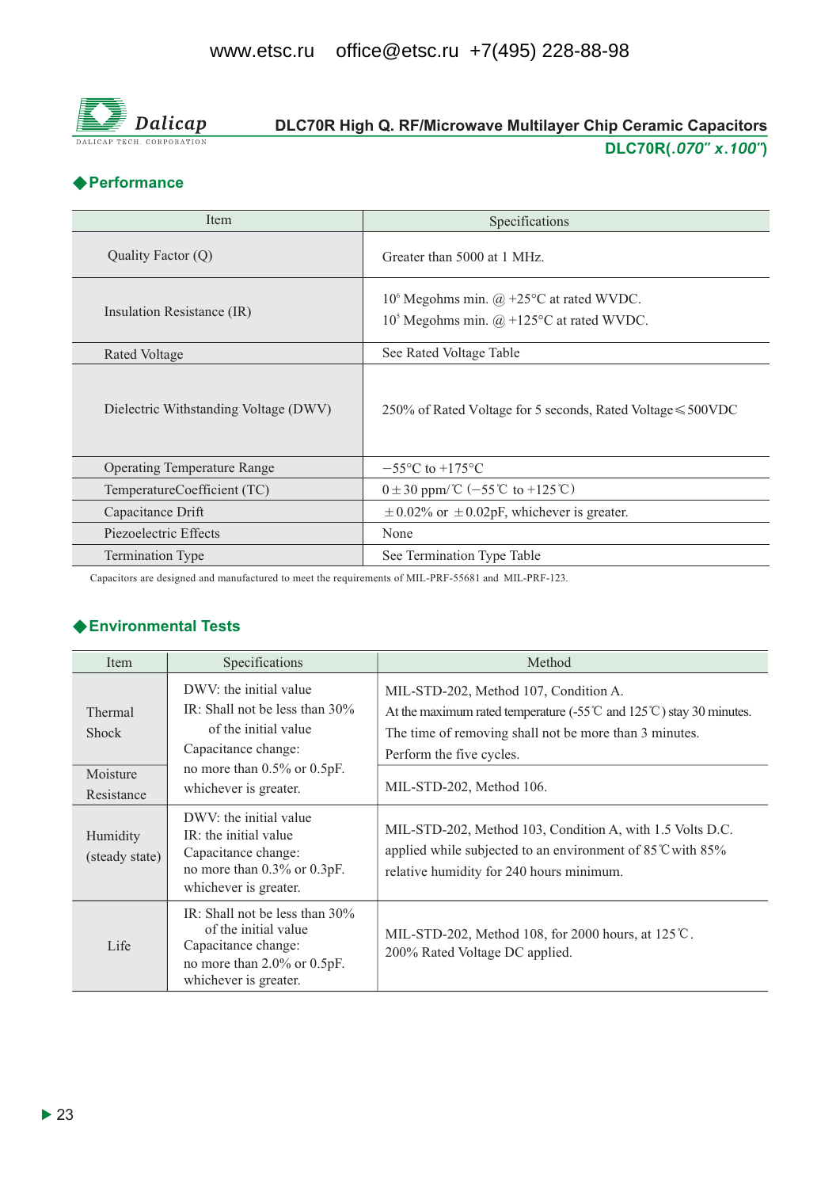# DLC70R High Q. RF/Microwave Multilayer Chip Ceramic Capacitors

**DLC70R(*.070" x.100"*)**

## ◆Performance

| Item | Specifications |
|---|---|
| Quality Factor (Q) | Greater than 5000 at 1 MHz. |
| Insulation Resistance (IR) | $10^6$ Megohms min. @ +25°C at rated WVDC.<br>$10^5$ Megohms min. @ +125°C at rated WVDC. |
| Rated Voltage | See Rated Voltage Table |
| Dielectric Withstanding Voltage (DWV) | 250% of Rated Voltage for 5 seconds, Rated Voltage≤500VDC |
| Operating Temperature Range | −55°C to +175°C |
| TemperatureCoefficient (TC) | 0±30 ppm/℃ (−55℃ to +125℃) |
| Capacitance Drift | ±0.02% or ±0.02pF, whichever is greater. |
| Piezoelectric Effects | None |
| Termination Type | See Termination Type Table |

Capacitors are designed and manufactured to meet the requirements of MIL-PRF-55681 and MIL-PRF-123.

## ◆Environmental Tests

| Item | Specifications | Method |
|---|---|---|
| Thermal Shock | DWV: the initial value<br>IR: Shall not be less than 30% of the initial value<br>Capacitance change: no more than 0.5% or 0.5pF. whichever is greater. | MIL-STD-202, Method 107, Condition A.<br>At the maximum rated temperature (-55℃ and 125℃) stay 30 minutes.<br>The time of removing shall not be more than 3 minutes.<br>Perform the five cycles. |
| Moisture Resistance | | MIL-STD-202, Method 106. |
| Humidity (steady state) | DWV: the initial value<br>IR: the initial value<br>Capacitance change: no more than 0.3% or 0.3pF. whichever is greater. | MIL-STD-202, Method 103, Condition A, with 1.5 Volts D.C. applied while subjected to an environment of 85℃ with 85% relative humidity for 240 hours minimum. |
| Life | IR: Shall not be less than 30% of the initial value<br>Capacitance change: no more than 2.0% or 0.5pF. whichever is greater. | MIL-STD-202, Method 108, for 2000 hours, at 125℃.<br>200% Rated Voltage DC applied. |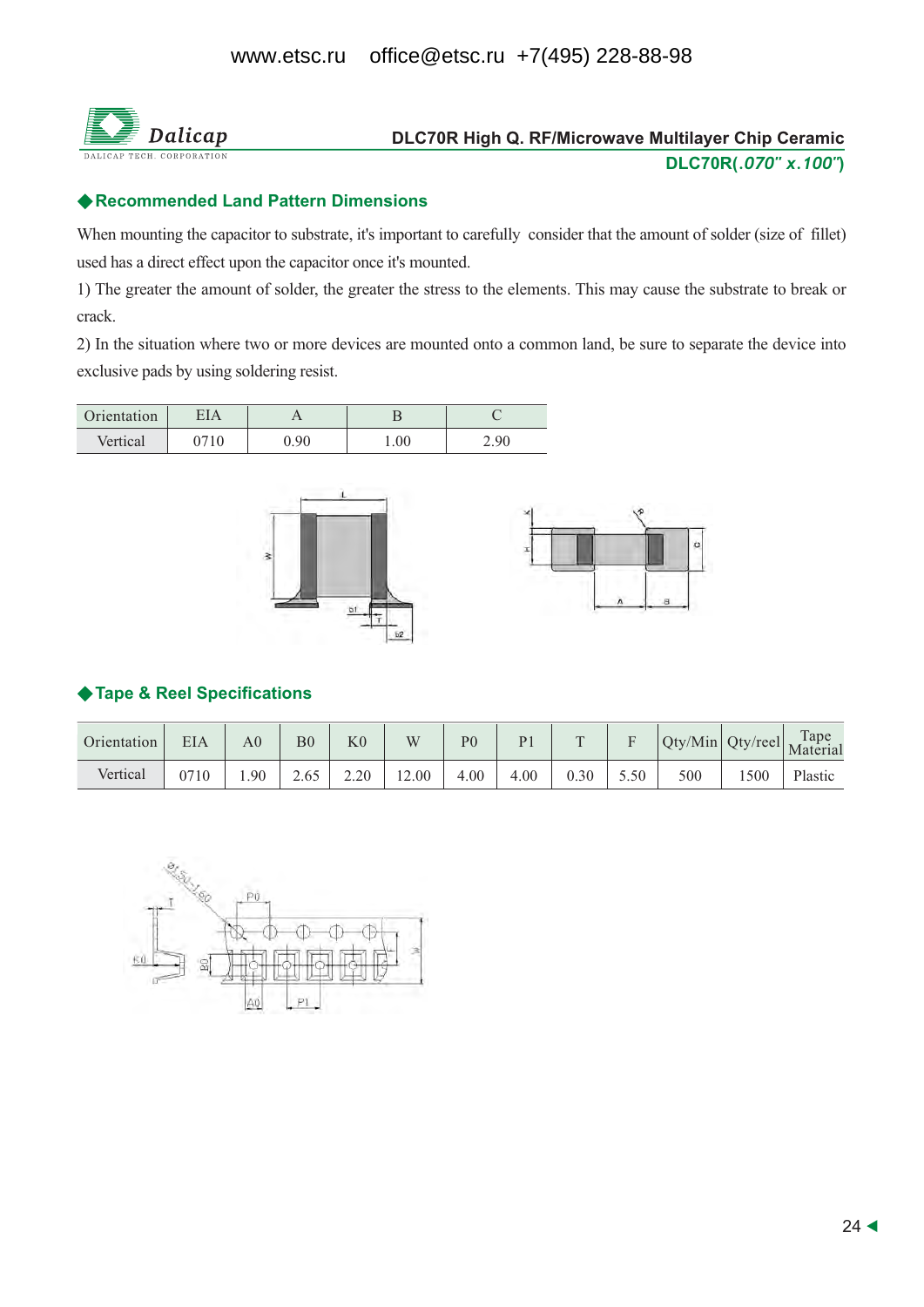## ◆Recommended Land Pattern Dimensions

When mounting the capacitor to substrate, it's important to carefully consider that the amount of solder (size of fillet) used has a direct effect upon the capacitor once it's mounted.

1) The greater the amount of solder, the greater the stress to the elements. This may cause the substrate to break or crack.

2) In the situation where two or more devices are mounted onto a common land, be sure to separate the device into exclusive pads by using soldering resist.

| Orientation | EIA | A | B | C |
|---|---|---|---|---|
| Vertical | 0710 | 0.90 | 1.00 | 2.90 |

## ◆Tape & Reel Specifications

| Orientation | EIA | A0 | B0 | K0 | W | P0 | P1 | T | F | Qty/Min | Qty/reel | Tape Material |
|---|---|---|---|---|---|---|---|---|---|---|---|---|
| Vertical | 0710 | 1.90 | 2.65 | 2.20 | 12.00 | 4.00 | 4.00 | 0.30 | 5.50 | 500 | 1500 | Plastic |